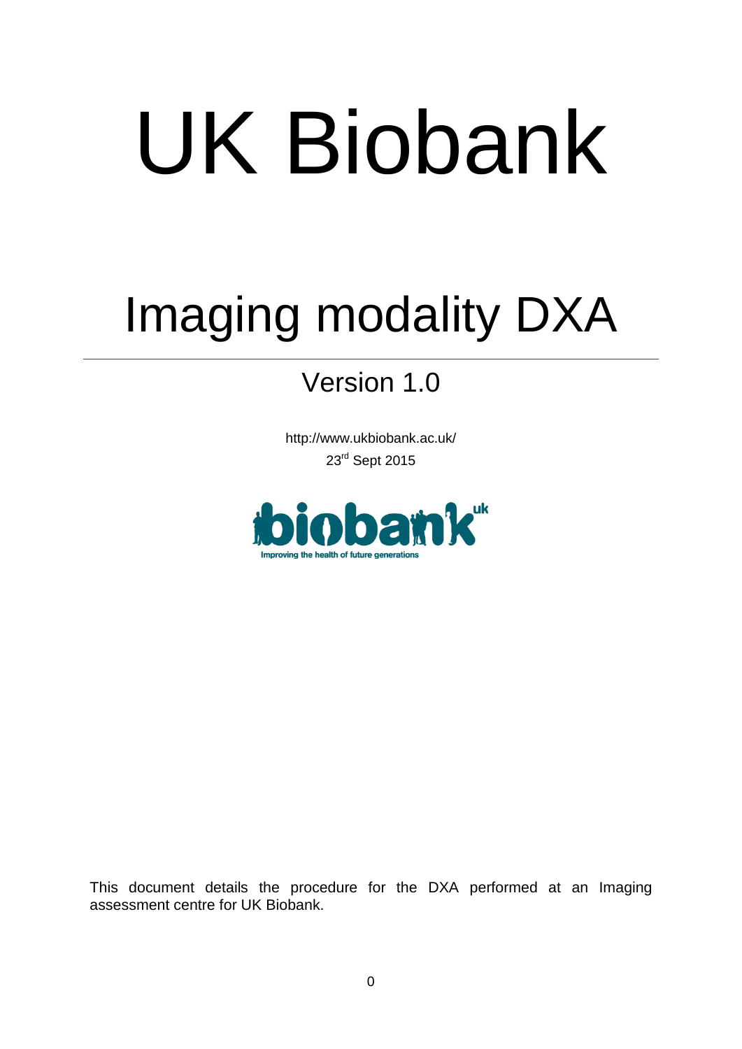# UK Biobank

# Imaging modality DXA

## Version 1.0

http://www.ukbiobank.ac.uk/

23rd Sept 2015

biobank uk

Improving the health of future generations

This document details the procedure for the DXA performed at an Imaging assessment centre for UK Biobank.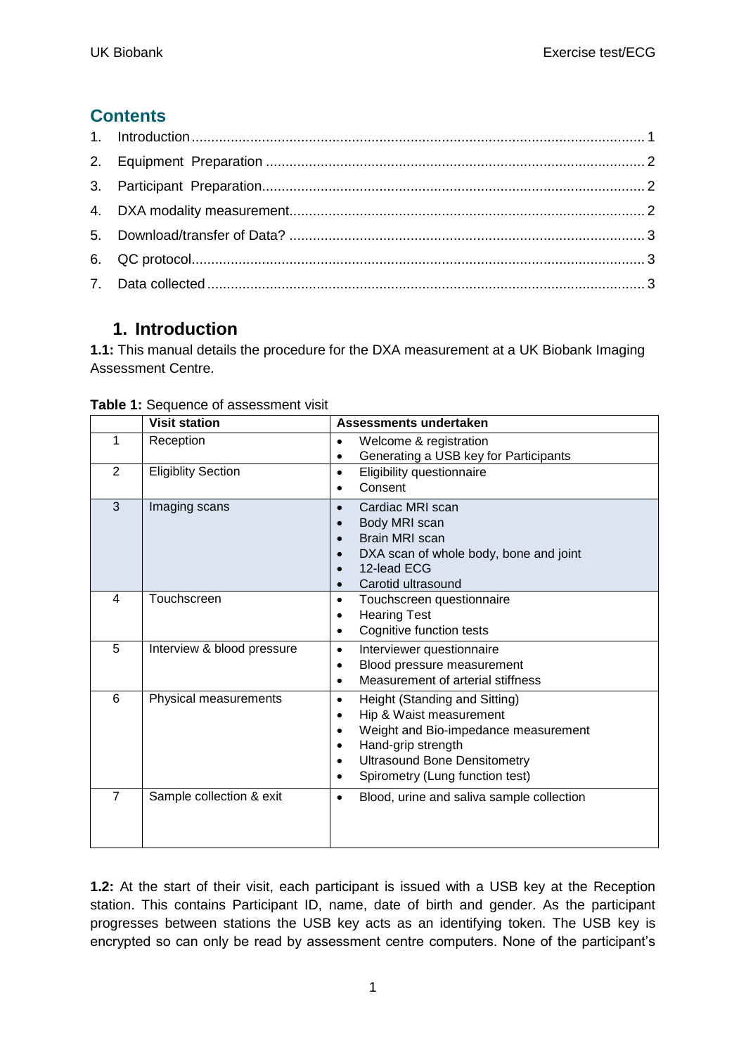## Contents

1. Introduction ........................................................................................................... 1
2. Equipment Preparation ........................................................................................ 2
3. Participant Preparation......................................................................................... 2
4. DXA modality measurement.................................................................................. 2
5. Download/transfer of Data? .................................................................................. 3
6. QC protocol........................................................................................................... 3
7. Data collected ....................................................................................................... 3

## 1. Introduction

**1.1:** This manual details the procedure for the DXA measurement at a UK Biobank Imaging Assessment Centre.

**Table 1:** Sequence of assessment visit

| | Visit station | Assessments undertaken |
|---|---|---|
| 1 | Reception | • Welcome & registration<br>• Generating a USB key for Participants |
| 2 | Eligiblity Section | • Eligibility questionnaire<br>• Consent |
| 3 | Imaging scans | • Cardiac MRI scan<br>• Body MRI scan<br>• Brain MRI scan<br>• DXA scan of whole body, bone and joint<br>• 12-lead ECG<br>• Carotid ultrasound |
| 4 | Touchscreen | • Touchscreen questionnaire<br>• Hearing Test<br>• Cognitive function tests |
| 5 | Interview & blood pressure | • Interviewer questionnaire<br>• Blood pressure measurement<br>• Measurement of arterial stiffness |
| 6 | Physical measurements | • Height (Standing and Sitting)<br>• Hip & Waist measurement<br>• Weight and Bio-impedance measurement<br>• Hand-grip strength<br>• Ultrasound Bone Densitometry<br>• Spirometry (Lung function test) |
| 7 | Sample collection & exit | • Blood, urine and saliva sample collection |

**1.2:** At the start of their visit, each participant is issued with a USB key at the Reception station. This contains Participant ID, name, date of birth and gender. As the participant progresses between stations the USB key acts as an identifying token. The USB key is encrypted so can only be read by assessment centre computers. None of the participant's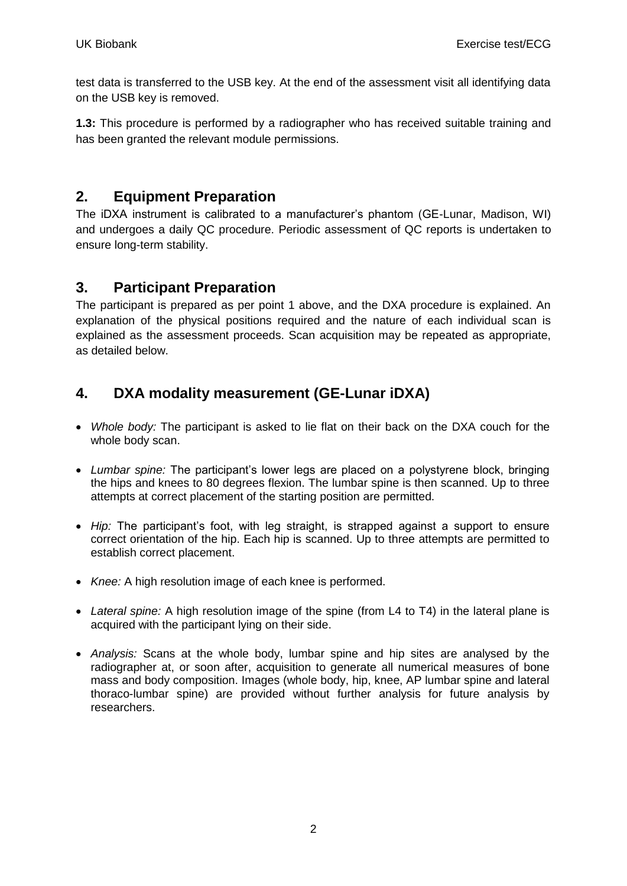test data is transferred to the USB key. At the end of the assessment visit all identifying data on the USB key is removed.

**1.3:** This procedure is performed by a radiographer who has received suitable training and has been granted the relevant module permissions.

## 2. Equipment Preparation

The iDXA instrument is calibrated to a manufacturer's phantom (GE-Lunar, Madison, WI) and undergoes a daily QC procedure. Periodic assessment of QC reports is undertaken to ensure long-term stability.

## 3. Participant Preparation

The participant is prepared as per point 1 above, and the DXA procedure is explained. An explanation of the physical positions required and the nature of each individual scan is explained as the assessment proceeds. Scan acquisition may be repeated as appropriate, as detailed below.

## 4. DXA modality measurement (GE-Lunar iDXA)

- *Whole body:* The participant is asked to lie flat on their back on the DXA couch for the whole body scan.
- *Lumbar spine:* The participant's lower legs are placed on a polystyrene block, bringing the hips and knees to 80 degrees flexion. The lumbar spine is then scanned. Up to three attempts at correct placement of the starting position are permitted.
- *Hip:* The participant's foot, with leg straight, is strapped against a support to ensure correct orientation of the hip. Each hip is scanned. Up to three attempts are permitted to establish correct placement.
- *Knee:* A high resolution image of each knee is performed.
- *Lateral spine:* A high resolution image of the spine (from L4 to T4) in the lateral plane is acquired with the participant lying on their side.
- *Analysis:* Scans at the whole body, lumbar spine and hip sites are analysed by the radiographer at, or soon after, acquisition to generate all numerical measures of bone mass and body composition. Images (whole body, hip, knee, AP lumbar spine and lateral thoraco-lumbar spine) are provided without further analysis for future analysis by researchers.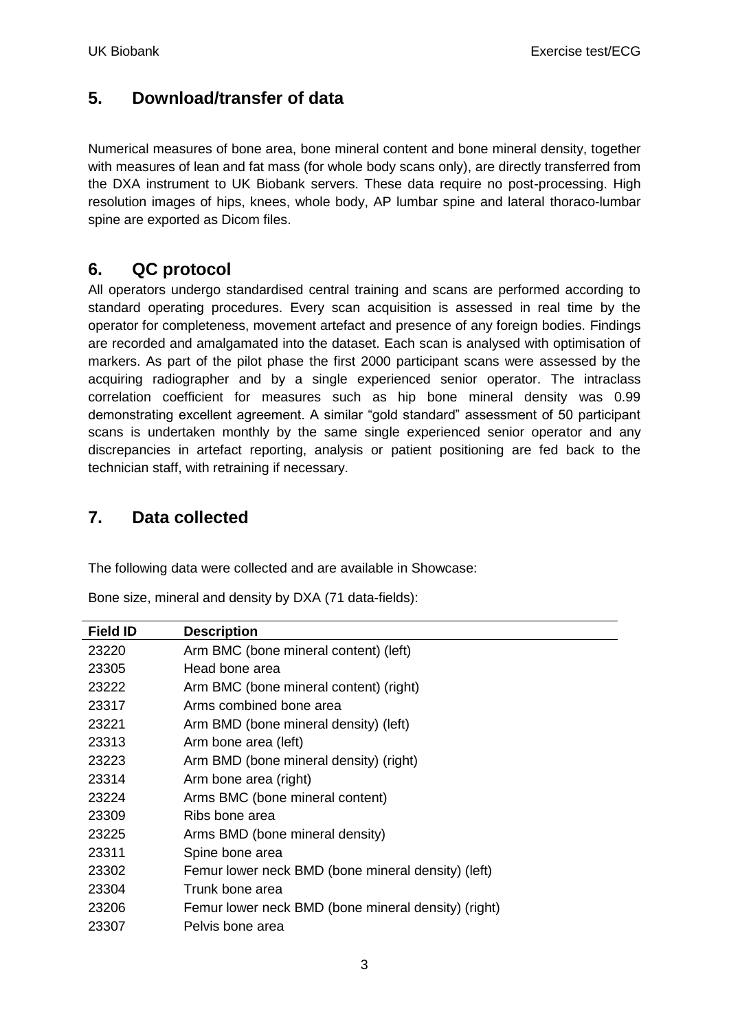## 5. Download/transfer of data

Numerical measures of bone area, bone mineral content and bone mineral density, together with measures of lean and fat mass (for whole body scans only), are directly transferred from the DXA instrument to UK Biobank servers. These data require no post-processing. High resolution images of hips, knees, whole body, AP lumbar spine and lateral thoraco-lumbar spine are exported as Dicom files.

## 6. QC protocol

All operators undergo standardised central training and scans are performed according to standard operating procedures. Every scan acquisition is assessed in real time by the operator for completeness, movement artefact and presence of any foreign bodies. Findings are recorded and amalgamated into the dataset. Each scan is analysed with optimisation of markers. As part of the pilot phase the first 2000 participant scans were assessed by the acquiring radiographer and by a single experienced senior operator. The intraclass correlation coefficient for measures such as hip bone mineral density was 0.99 demonstrating excellent agreement. A similar "gold standard" assessment of 50 participant scans is undertaken monthly by the same single experienced senior operator and any discrepancies in artefact reporting, analysis or patient positioning are fed back to the technician staff, with retraining if necessary.

## 7. Data collected

The following data were collected and are available in Showcase:

Bone size, mineral and density by DXA (71 data-fields):

| Field ID | Description |
|---|---|
| 23220 | Arm BMC (bone mineral content) (left) |
| 23305 | Head bone area |
| 23222 | Arm BMC (bone mineral content) (right) |
| 23317 | Arms combined bone area |
| 23221 | Arm BMD (bone mineral density) (left) |
| 23313 | Arm bone area (left) |
| 23223 | Arm BMD (bone mineral density) (right) |
| 23314 | Arm bone area (right) |
| 23224 | Arms BMC (bone mineral content) |
| 23309 | Ribs bone area |
| 23225 | Arms BMD (bone mineral density) |
| 23311 | Spine bone area |
| 23302 | Femur lower neck BMD (bone mineral density) (left) |
| 23304 | Trunk bone area |
| 23206 | Femur lower neck BMD (bone mineral density) (right) |
| 23307 | Pelvis bone area |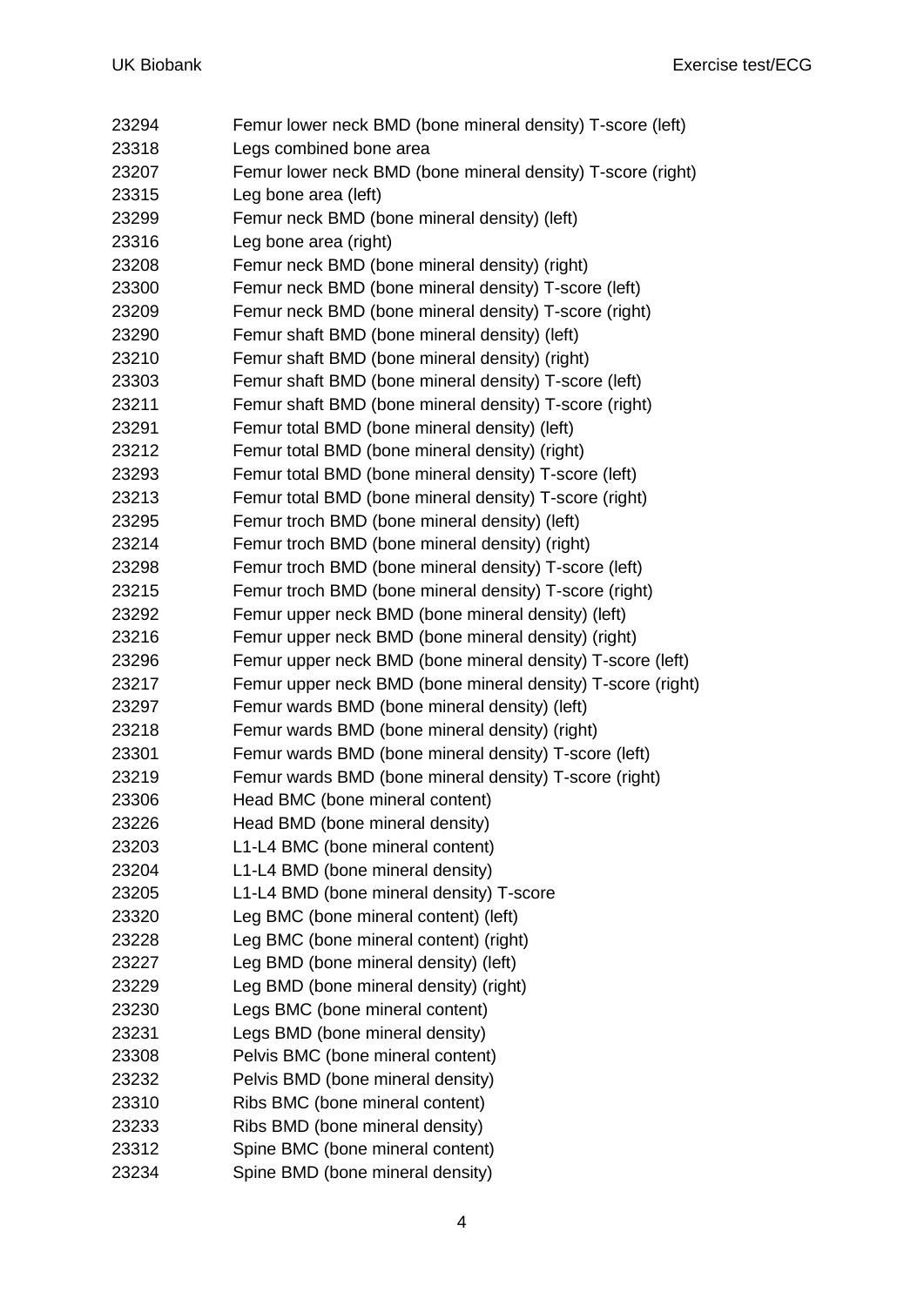| | |
|---|---|
| 23294 | Femur lower neck BMD (bone mineral density) T-score (left) |
| 23318 | Legs combined bone area |
| 23207 | Femur lower neck BMD (bone mineral density) T-score (right) |
| 23315 | Leg bone area (left) |
| 23299 | Femur neck BMD (bone mineral density) (left) |
| 23316 | Leg bone area (right) |
| 23208 | Femur neck BMD (bone mineral density) (right) |
| 23300 | Femur neck BMD (bone mineral density) T-score (left) |
| 23209 | Femur neck BMD (bone mineral density) T-score (right) |
| 23290 | Femur shaft BMD (bone mineral density) (left) |
| 23210 | Femur shaft BMD (bone mineral density) (right) |
| 23303 | Femur shaft BMD (bone mineral density) T-score (left) |
| 23211 | Femur shaft BMD (bone mineral density) T-score (right) |
| 23291 | Femur total BMD (bone mineral density) (left) |
| 23212 | Femur total BMD (bone mineral density) (right) |
| 23293 | Femur total BMD (bone mineral density) T-score (left) |
| 23213 | Femur total BMD (bone mineral density) T-score (right) |
| 23295 | Femur troch BMD (bone mineral density) (left) |
| 23214 | Femur troch BMD (bone mineral density) (right) |
| 23298 | Femur troch BMD (bone mineral density) T-score (left) |
| 23215 | Femur troch BMD (bone mineral density) T-score (right) |
| 23292 | Femur upper neck BMD (bone mineral density) (left) |
| 23216 | Femur upper neck BMD (bone mineral density) (right) |
| 23296 | Femur upper neck BMD (bone mineral density) T-score (left) |
| 23217 | Femur upper neck BMD (bone mineral density) T-score (right) |
| 23297 | Femur wards BMD (bone mineral density) (left) |
| 23218 | Femur wards BMD (bone mineral density) (right) |
| 23301 | Femur wards BMD (bone mineral density) T-score (left) |
| 23219 | Femur wards BMD (bone mineral density) T-score (right) |
| 23306 | Head BMC (bone mineral content) |
| 23226 | Head BMD (bone mineral density) |
| 23203 | L1-L4 BMC (bone mineral content) |
| 23204 | L1-L4 BMD (bone mineral density) |
| 23205 | L1-L4 BMD (bone mineral density) T-score |
| 23320 | Leg BMC (bone mineral content) (left) |
| 23228 | Leg BMC (bone mineral content) (right) |
| 23227 | Leg BMD (bone mineral density) (left) |
| 23229 | Leg BMD (bone mineral density) (right) |
| 23230 | Legs BMC (bone mineral content) |
| 23231 | Legs BMD (bone mineral density) |
| 23308 | Pelvis BMC (bone mineral content) |
| 23232 | Pelvis BMD (bone mineral density) |
| 23310 | Ribs BMC (bone mineral content) |
| 23233 | Ribs BMD (bone mineral density) |
| 23312 | Spine BMC (bone mineral content) |
| 23234 | Spine BMD (bone mineral density) |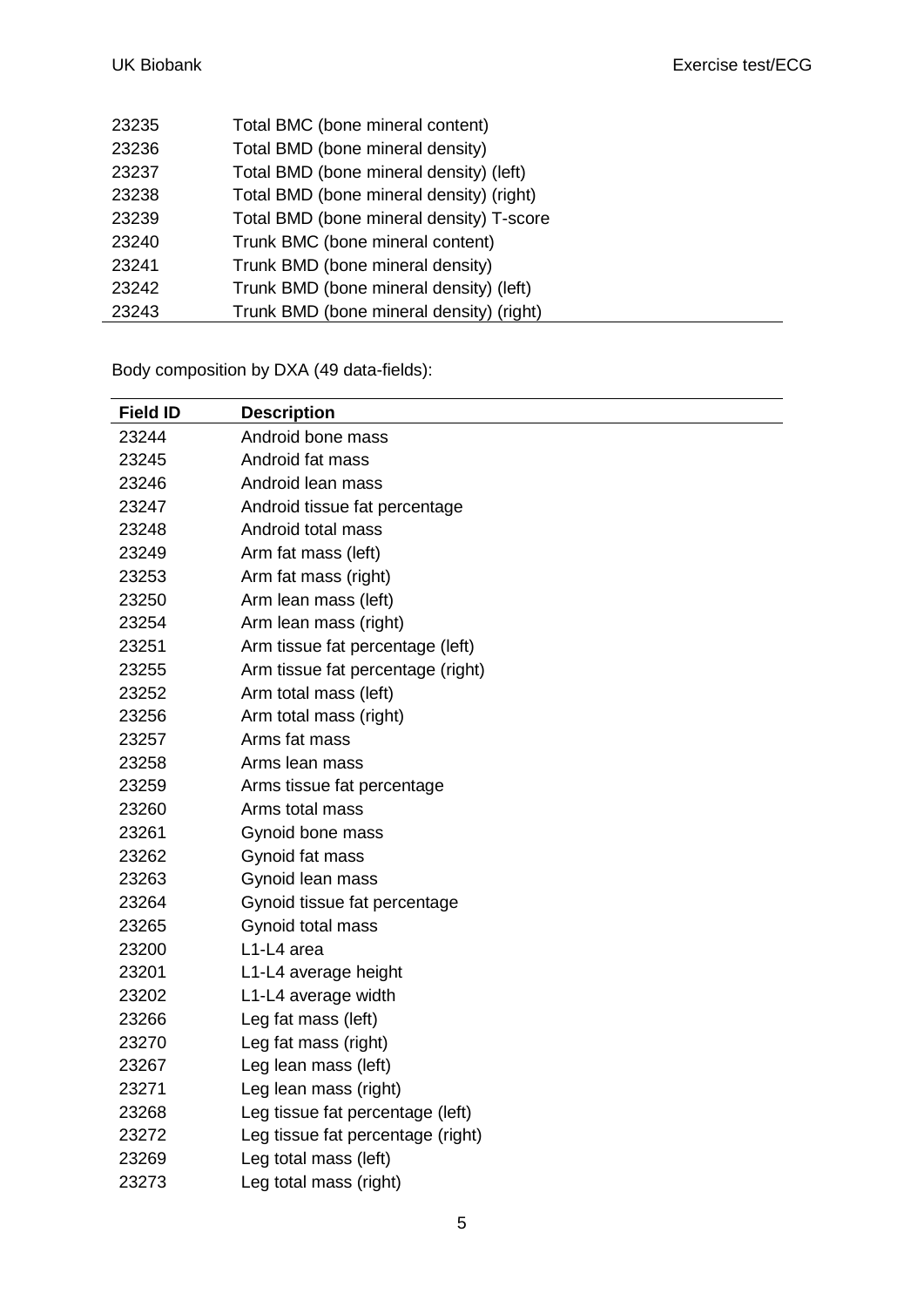| | |
|---|---|
| 23235 | Total BMC (bone mineral content) |
| 23236 | Total BMD (bone mineral density) |
| 23237 | Total BMD (bone mineral density) (left) |
| 23238 | Total BMD (bone mineral density) (right) |
| 23239 | Total BMD (bone mineral density) T-score |
| 23240 | Trunk BMC (bone mineral content) |
| 23241 | Trunk BMD (bone mineral density) |
| 23242 | Trunk BMD (bone mineral density) (left) |
| 23243 | Trunk BMD (bone mineral density) (right) |

Body composition by DXA (49 data-fields):

| Field ID | Description |
|---|---|
| 23244 | Android bone mass |
| 23245 | Android fat mass |
| 23246 | Android lean mass |
| 23247 | Android tissue fat percentage |
| 23248 | Android total mass |
| 23249 | Arm fat mass (left) |
| 23253 | Arm fat mass (right) |
| 23250 | Arm lean mass (left) |
| 23254 | Arm lean mass (right) |
| 23251 | Arm tissue fat percentage (left) |
| 23255 | Arm tissue fat percentage (right) |
| 23252 | Arm total mass (left) |
| 23256 | Arm total mass (right) |
| 23257 | Arms fat mass |
| 23258 | Arms lean mass |
| 23259 | Arms tissue fat percentage |
| 23260 | Arms total mass |
| 23261 | Gynoid bone mass |
| 23262 | Gynoid fat mass |
| 23263 | Gynoid lean mass |
| 23264 | Gynoid tissue fat percentage |
| 23265 | Gynoid total mass |
| 23200 | L1-L4 area |
| 23201 | L1-L4 average height |
| 23202 | L1-L4 average width |
| 23266 | Leg fat mass (left) |
| 23270 | Leg fat mass (right) |
| 23267 | Leg lean mass (left) |
| 23271 | Leg lean mass (right) |
| 23268 | Leg tissue fat percentage (left) |
| 23272 | Leg tissue fat percentage (right) |
| 23269 | Leg total mass (left) |
| 23273 | Leg total mass (right) |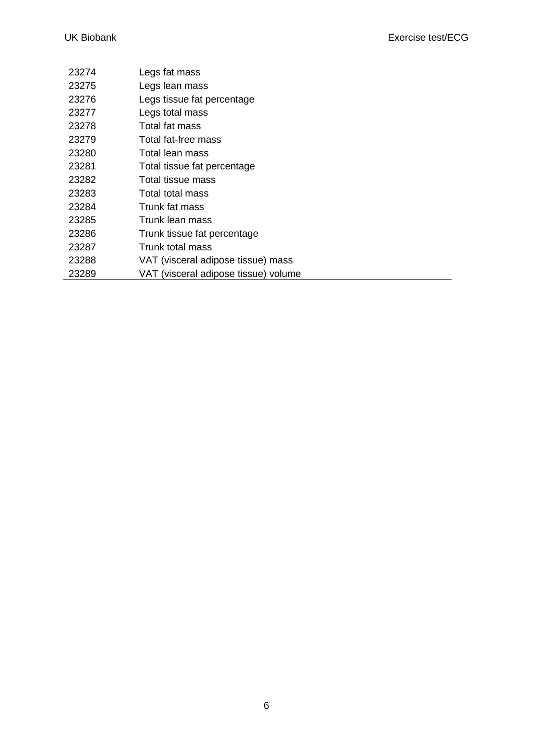| | |
|---|---|
| 23274 | Legs fat mass |
| 23275 | Legs lean mass |
| 23276 | Legs tissue fat percentage |
| 23277 | Legs total mass |
| 23278 | Total fat mass |
| 23279 | Total fat-free mass |
| 23280 | Total lean mass |
| 23281 | Total tissue fat percentage |
| 23282 | Total tissue mass |
| 23283 | Total total mass |
| 23284 | Trunk fat mass |
| 23285 | Trunk lean mass |
| 23286 | Trunk tissue fat percentage |
| 23287 | Trunk total mass |
| 23288 | VAT (visceral adipose tissue) mass |
| 23289 | VAT (visceral adipose tissue) volume |